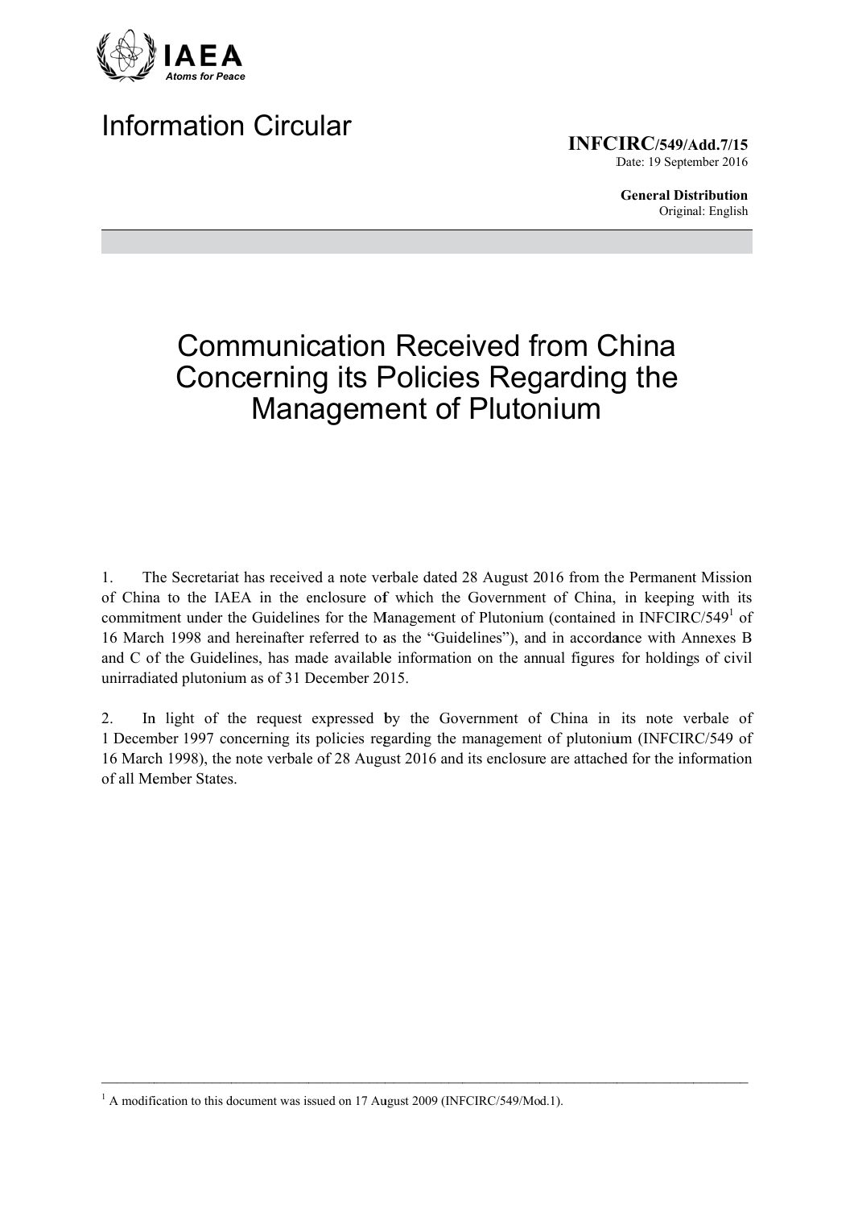IAEA

*Atoms for Peace*

# Information Circular

**INFCIRC/549/Add.7/15**
Date: 19 September 2016

**General Distribution**
Original: English

# Communication Received from China Concerning its Policies Regarding the Management of Plutonium

1. The Secretariat has received a note verbale dated 28 August 2016 from the Permanent Mission of China to the IAEA in the enclosure of which the Government of China, in keeping with its commitment under the Guidelines for the Management of Plutonium (contained in INFCIRC/549[1] of 16 March 1998 and hereinafter referred to as the "Guidelines"), and in accordance with Annexes B and C of the Guidelines, has made available information on the annual figures for holdings of civil unirradiated plutonium as of 31 December 2015.

2. In light of the request expressed by the Government of China in its note verbale of 1 December 1997 concerning its policies regarding the management of plutonium (INFCIRC/549 of 16 March 1998), the note verbale of 28 August 2016 and its enclosure are attached for the information of all Member States.

---

[1] A modification to this document was issued on 17 August 2009 (INFCIRC/549/Mod.1).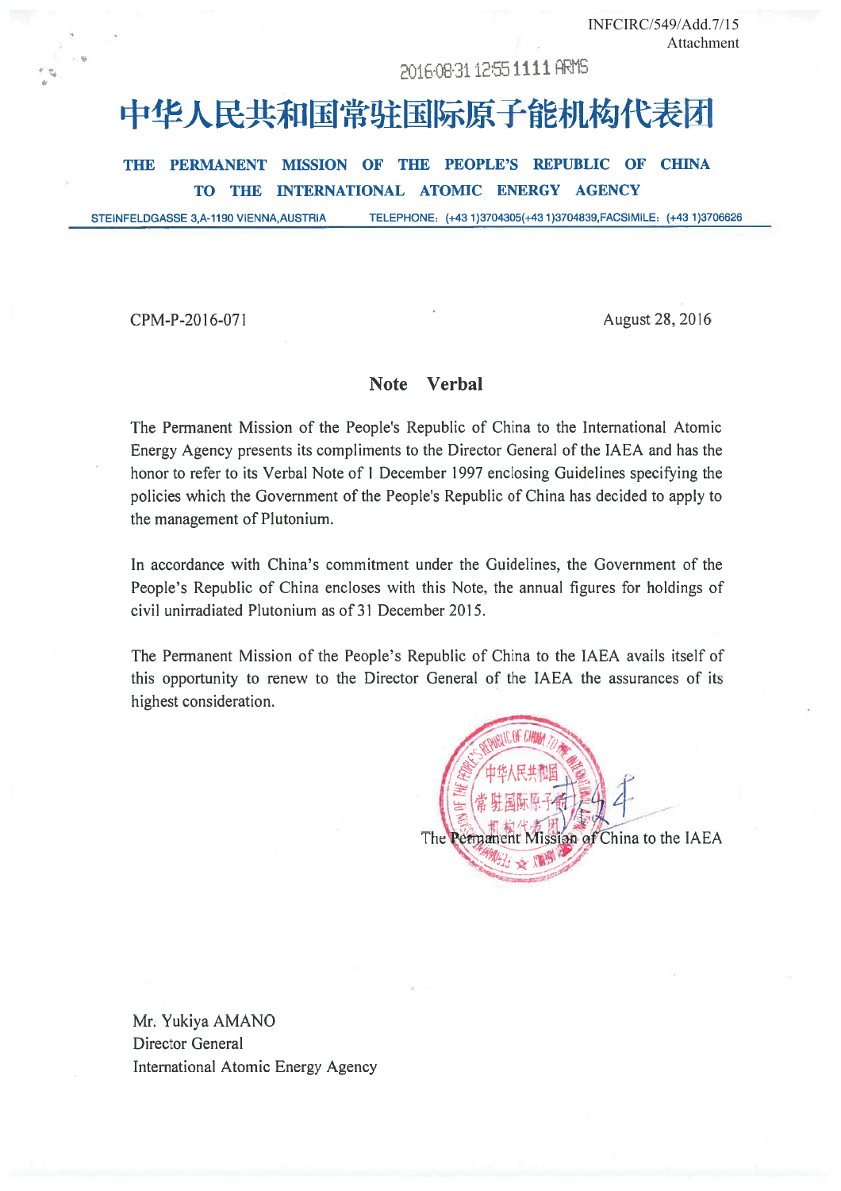INFCIRC/549/Add.7/15
Attachment

2016-08-31 12:55 1111 ARMS

# 中华人民共和国常驻国际原子能机构代表团

**THE PERMANENT MISSION OF THE PEOPLE'S REPUBLIC OF CHINA TO THE INTERNATIONAL ATOMIC ENERGY AGENCY**

STEINFELDGASSE 3,A-1190 VIENNA,AUSTRIA TELEPHONE: (+43 1)3704305(+43 1)3704839,FACSIMILE: (+43 1)3706626

CPM-P-2016-071 August 28, 2016

## Note Verbal

The Permanent Mission of the People's Republic of China to the International Atomic Energy Agency presents its compliments to the Director General of the IAEA and has the honor to refer to its Verbal Note of 1 December 1997 enclosing Guidelines specifying the policies which the Government of the People's Republic of China has decided to apply to the management of Plutonium.

In accordance with China's commitment under the Guidelines, the Government of the People's Republic of China encloses with this Note, the annual figures for holdings of civil unirradiated Plutonium as of 31 December 2015.

The Permanent Mission of the People's Republic of China to the IAEA avails itself of this opportunity to renew to the Director General of the IAEA the assurances of its highest consideration.

The Permanent Mission of China to the IAEA

Mr. Yukiya AMANO
Director General
International Atomic Energy Agency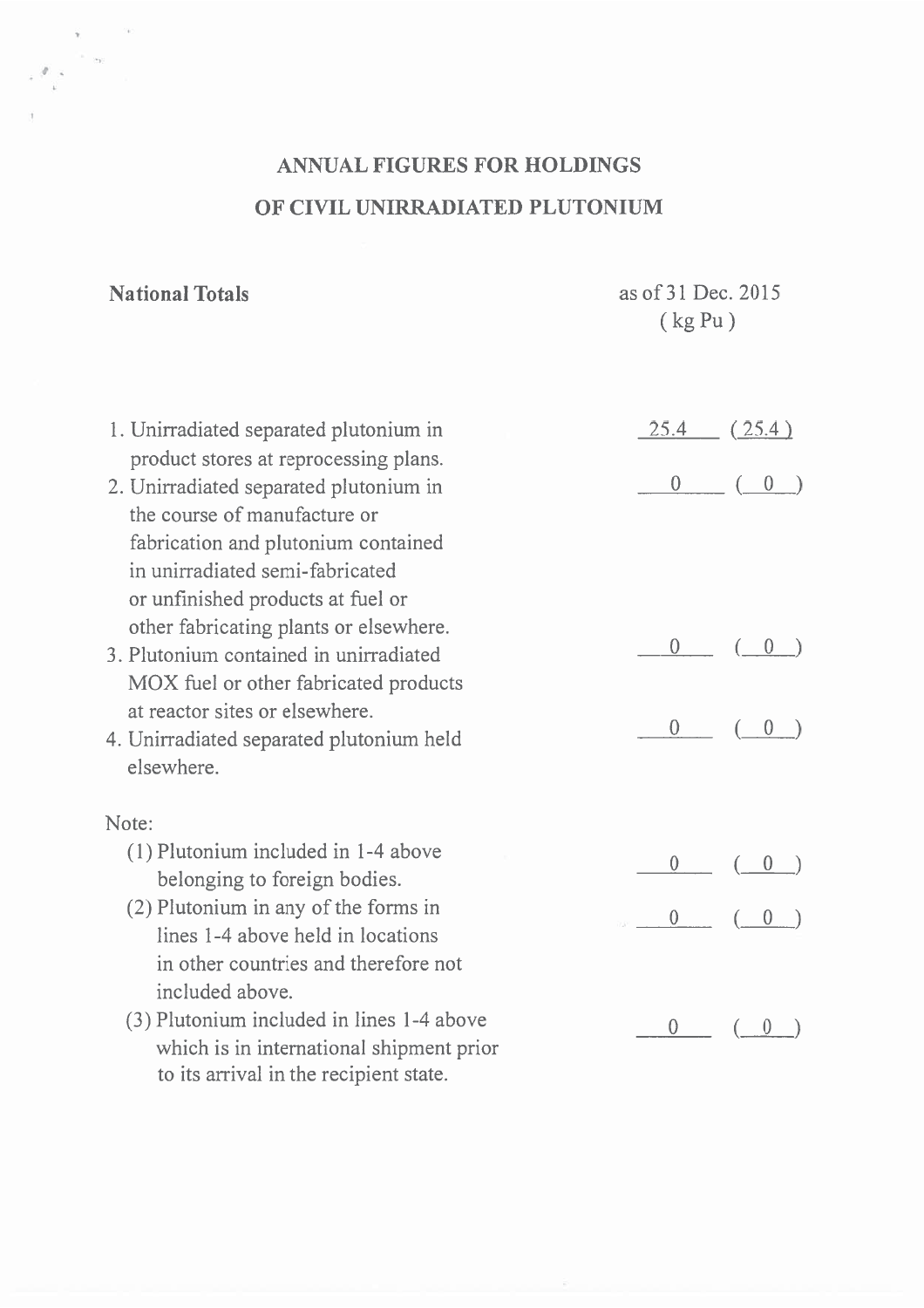# ANNUAL FIGURES FOR HOLDINGS OF CIVIL UNIRRADIATED PLUTONIUM

| National Totals | as of 31 Dec. 2015 (kg Pu) | |
|---|---|---|
| 1. Unirradiated separated plutonium in product stores at reprocessing plans. | 25.4 | (25.4) |
| 2. Unirradiated separated plutonium in the course of manufacture or fabrication and plutonium contained in unirradiated semi-fabricated or unfinished products at fuel or other fabricating plants or elsewhere. | 0 | (0) |
| 3. Plutonium contained in unirradiated MOX fuel or other fabricated products at reactor sites or elsewhere. | 0 | (0) |
| 4. Unirradiated separated plutonium held elsewhere. | 0 | (0) |
| Note: | | |
| (1) Plutonium included in 1-4 above belonging to foreign bodies. | 0 | (0) |
| (2) Plutonium in any of the forms in lines 1-4 above held in locations in other countries and therefore not included above. | 0 | (0) |
| (3) Plutonium included in lines 1-4 above which is in international shipment prior to its arrival in the recipient state. | 0 | (0) |